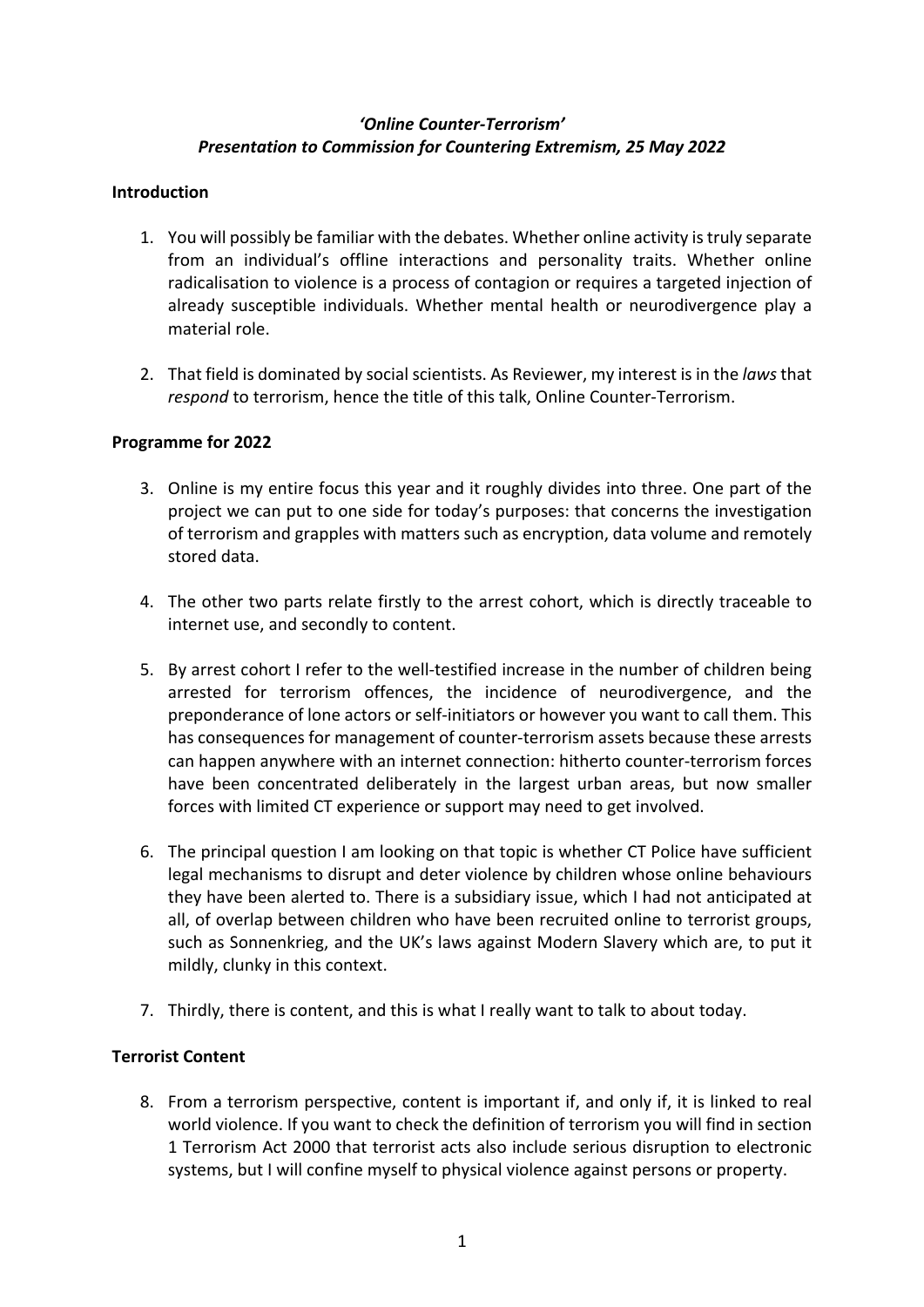***'Online Counter-Terrorism'***
***Presentation to Commission for Countering Extremism, 25 May 2022***

**Introduction**

1. You will possibly be familiar with the debates. Whether online activity is truly separate from an individual's offline interactions and personality traits. Whether online radicalisation to violence is a process of contagion or requires a targeted injection of already susceptible individuals. Whether mental health or neurodivergence play a material role.

2. That field is dominated by social scientists. As Reviewer, my interest is in the *laws* that *respond* to terrorism, hence the title of this talk, Online Counter-Terrorism.

**Programme for 2022**

3. Online is my entire focus this year and it roughly divides into three. One part of the project we can put to one side for today's purposes: that concerns the investigation of terrorism and grapples with matters such as encryption, data volume and remotely stored data.

4. The other two parts relate firstly to the arrest cohort, which is directly traceable to internet use, and secondly to content.

5. By arrest cohort I refer to the well-testified increase in the number of children being arrested for terrorism offences, the incidence of neurodivergence, and the preponderance of lone actors or self-initiators or however you want to call them. This has consequences for management of counter-terrorism assets because these arrests can happen anywhere with an internet connection: hitherto counter-terrorism forces have been concentrated deliberately in the largest urban areas, but now smaller forces with limited CT experience or support may need to get involved.

6. The principal question I am looking on that topic is whether CT Police have sufficient legal mechanisms to disrupt and deter violence by children whose online behaviours they have been alerted to. There is a subsidiary issue, which I had not anticipated at all, of overlap between children who have been recruited online to terrorist groups, such as Sonnenkrieg, and the UK's laws against Modern Slavery which are, to put it mildly, clunky in this context.

7. Thirdly, there is content, and this is what I really want to talk to about today.

**Terrorist Content**

8. From a terrorism perspective, content is important if, and only if, it is linked to real world violence. If you want to check the definition of terrorism you will find in section 1 Terrorism Act 2000 that terrorist acts also include serious disruption to electronic systems, but I will confine myself to physical violence against persons or property.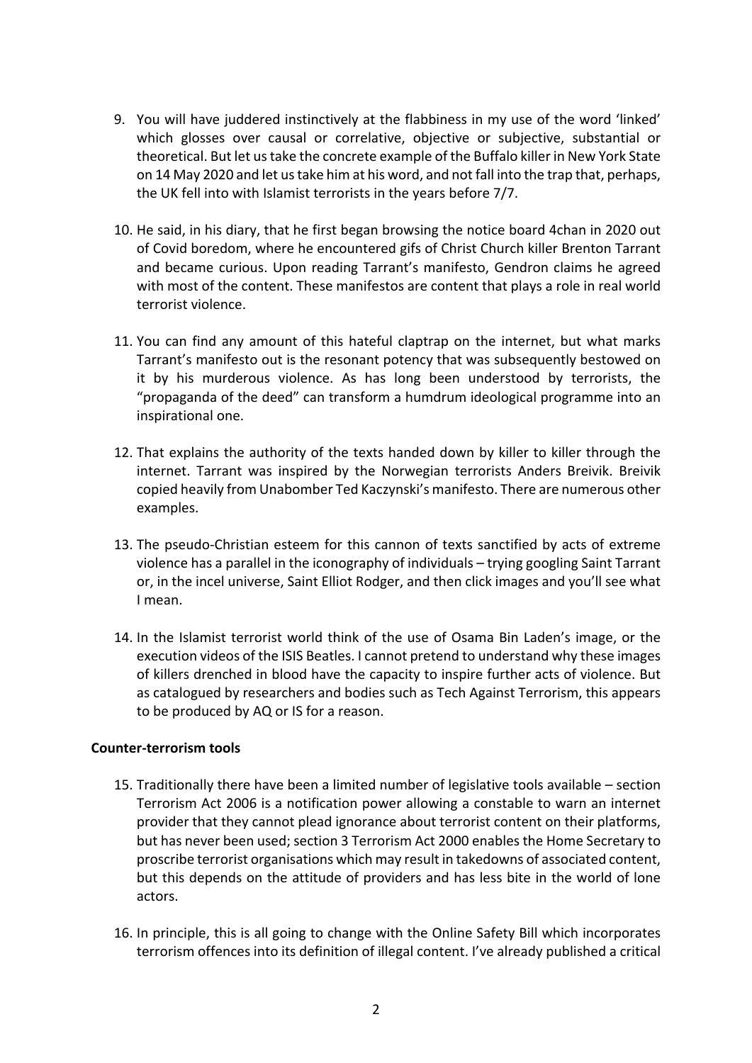9. You will have juddered instinctively at the flabbiness in my use of the word 'linked' which glosses over causal or correlative, objective or subjective, substantial or theoretical. But let us take the concrete example of the Buffalo killer in New York State on 14 May 2020 and let us take him at his word, and not fall into the trap that, perhaps, the UK fell into with Islamist terrorists in the years before 7/7.

10. He said, in his diary, that he first began browsing the notice board 4chan in 2020 out of Covid boredom, where he encountered gifs of Christ Church killer Brenton Tarrant and became curious. Upon reading Tarrant's manifesto, Gendron claims he agreed with most of the content. These manifestos are content that plays a role in real world terrorist violence.

11. You can find any amount of this hateful claptrap on the internet, but what marks Tarrant's manifesto out is the resonant potency that was subsequently bestowed on it by his murderous violence. As has long been understood by terrorists, the "propaganda of the deed" can transform a humdrum ideological programme into an inspirational one.

12. That explains the authority of the texts handed down by killer to killer through the internet. Tarrant was inspired by the Norwegian terrorists Anders Breivik. Breivik copied heavily from Unabomber Ted Kaczynski's manifesto. There are numerous other examples.

13. The pseudo-Christian esteem for this cannon of texts sanctified by acts of extreme violence has a parallel in the iconography of individuals – trying googling Saint Tarrant or, in the incel universe, Saint Elliot Rodger, and then click images and you'll see what I mean.

14. In the Islamist terrorist world think of the use of Osama Bin Laden's image, or the execution videos of the ISIS Beatles. I cannot pretend to understand why these images of killers drenched in blood have the capacity to inspire further acts of violence. But as catalogued by researchers and bodies such as Tech Against Terrorism, this appears to be produced by AQ or IS for a reason.

**Counter-terrorism tools**

15. Traditionally there have been a limited number of legislative tools available – section Terrorism Act 2006 is a notification power allowing a constable to warn an internet provider that they cannot plead ignorance about terrorist content on their platforms, but has never been used; section 3 Terrorism Act 2000 enables the Home Secretary to proscribe terrorist organisations which may result in takedowns of associated content, but this depends on the attitude of providers and has less bite in the world of lone actors.

16. In principle, this is all going to change with the Online Safety Bill which incorporates terrorism offences into its definition of illegal content. I've already published a critical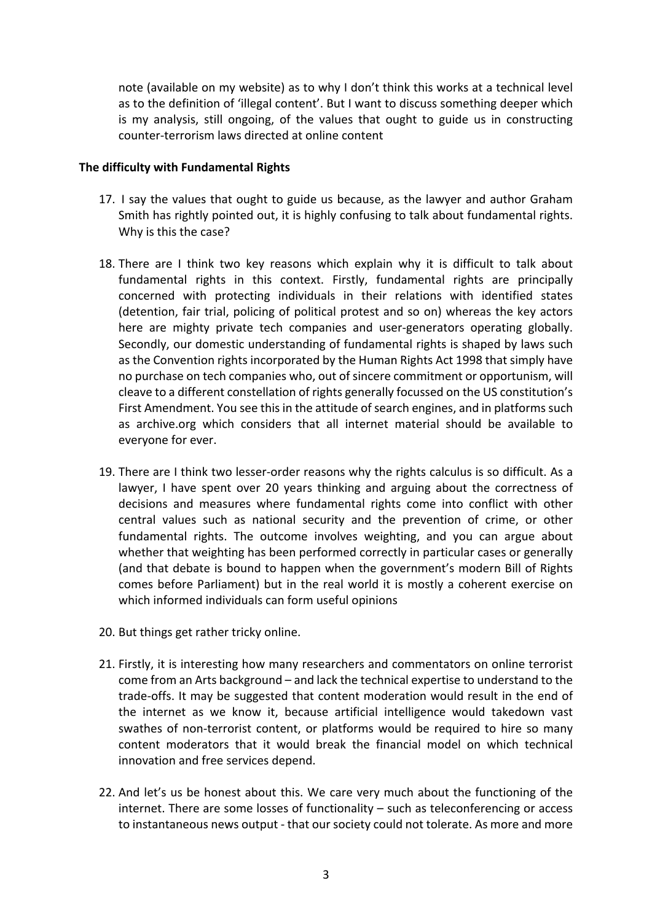note (available on my website) as to why I don't think this works at a technical level as to the definition of 'illegal content'. But I want to discuss something deeper which is my analysis, still ongoing, of the values that ought to guide us in constructing counter-terrorism laws directed at online content

**The difficulty with Fundamental Rights**

17. I say the values that ought to guide us because, as the lawyer and author Graham Smith has rightly pointed out, it is highly confusing to talk about fundamental rights. Why is this the case?

18. There are I think two key reasons which explain why it is difficult to talk about fundamental rights in this context. Firstly, fundamental rights are principally concerned with protecting individuals in their relations with identified states (detention, fair trial, policing of political protest and so on) whereas the key actors here are mighty private tech companies and user-generators operating globally. Secondly, our domestic understanding of fundamental rights is shaped by laws such as the Convention rights incorporated by the Human Rights Act 1998 that simply have no purchase on tech companies who, out of sincere commitment or opportunism, will cleave to a different constellation of rights generally focussed on the US constitution's First Amendment. You see this in the attitude of search engines, and in platforms such as archive.org which considers that all internet material should be available to everyone for ever.

19. There are I think two lesser-order reasons why the rights calculus is so difficult. As a lawyer, I have spent over 20 years thinking and arguing about the correctness of decisions and measures where fundamental rights come into conflict with other central values such as national security and the prevention of crime, or other fundamental rights. The outcome involves weighting, and you can argue about whether that weighting has been performed correctly in particular cases or generally (and that debate is bound to happen when the government's modern Bill of Rights comes before Parliament) but in the real world it is mostly a coherent exercise on which informed individuals can form useful opinions

20. But things get rather tricky online.

21. Firstly, it is interesting how many researchers and commentators on online terrorist come from an Arts background – and lack the technical expertise to understand to the trade-offs. It may be suggested that content moderation would result in the end of the internet as we know it, because artificial intelligence would takedown vast swathes of non-terrorist content, or platforms would be required to hire so many content moderators that it would break the financial model on which technical innovation and free services depend.

22. And let's us be honest about this. We care very much about the functioning of the internet. There are some losses of functionality – such as teleconferencing or access to instantaneous news output - that our society could not tolerate. As more and more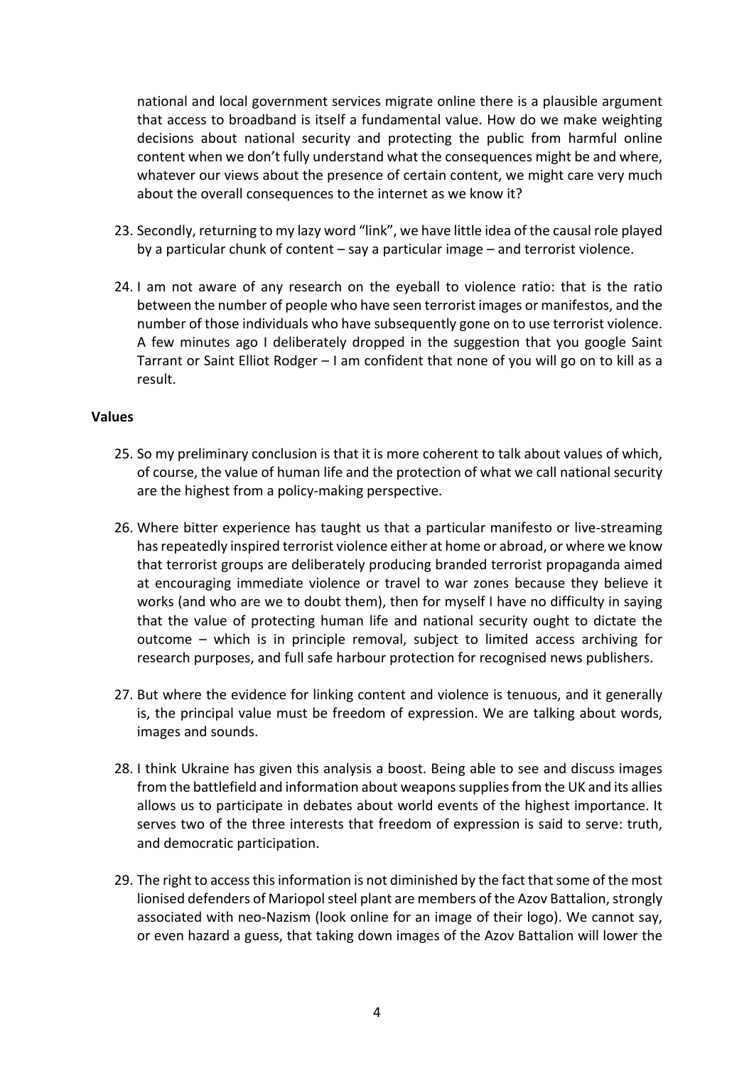national and local government services migrate online there is a plausible argument that access to broadband is itself a fundamental value. How do we make weighting decisions about national security and protecting the public from harmful online content when we don't fully understand what the consequences might be and where, whatever our views about the presence of certain content, we might care very much about the overall consequences to the internet as we know it?

23. Secondly, returning to my lazy word "link", we have little idea of the causal role played by a particular chunk of content – say a particular image – and terrorist violence.

24. I am not aware of any research on the eyeball to violence ratio: that is the ratio between the number of people who have seen terrorist images or manifestos, and the number of those individuals who have subsequently gone on to use terrorist violence. A few minutes ago I deliberately dropped in the suggestion that you google Saint Tarrant or Saint Elliot Rodger – I am confident that none of you will go on to kill as a result.

**Values**

25. So my preliminary conclusion is that it is more coherent to talk about values of which, of course, the value of human life and the protection of what we call national security are the highest from a policy-making perspective.

26. Where bitter experience has taught us that a particular manifesto or live-streaming has repeatedly inspired terrorist violence either at home or abroad, or where we know that terrorist groups are deliberately producing branded terrorist propaganda aimed at encouraging immediate violence or travel to war zones because they believe it works (and who are we to doubt them), then for myself I have no difficulty in saying that the value of protecting human life and national security ought to dictate the outcome – which is in principle removal, subject to limited access archiving for research purposes, and full safe harbour protection for recognised news publishers.

27. But where the evidence for linking content and violence is tenuous, and it generally is, the principal value must be freedom of expression. We are talking about words, images and sounds.

28. I think Ukraine has given this analysis a boost. Being able to see and discuss images from the battlefield and information about weapons supplies from the UK and its allies allows us to participate in debates about world events of the highest importance. It serves two of the three interests that freedom of expression is said to serve: truth, and democratic participation.

29. The right to access this information is not diminished by the fact that some of the most lionised defenders of Mariopol steel plant are members of the Azov Battalion, strongly associated with neo-Nazism (look online for an image of their logo). We cannot say, or even hazard a guess, that taking down images of the Azov Battalion will lower the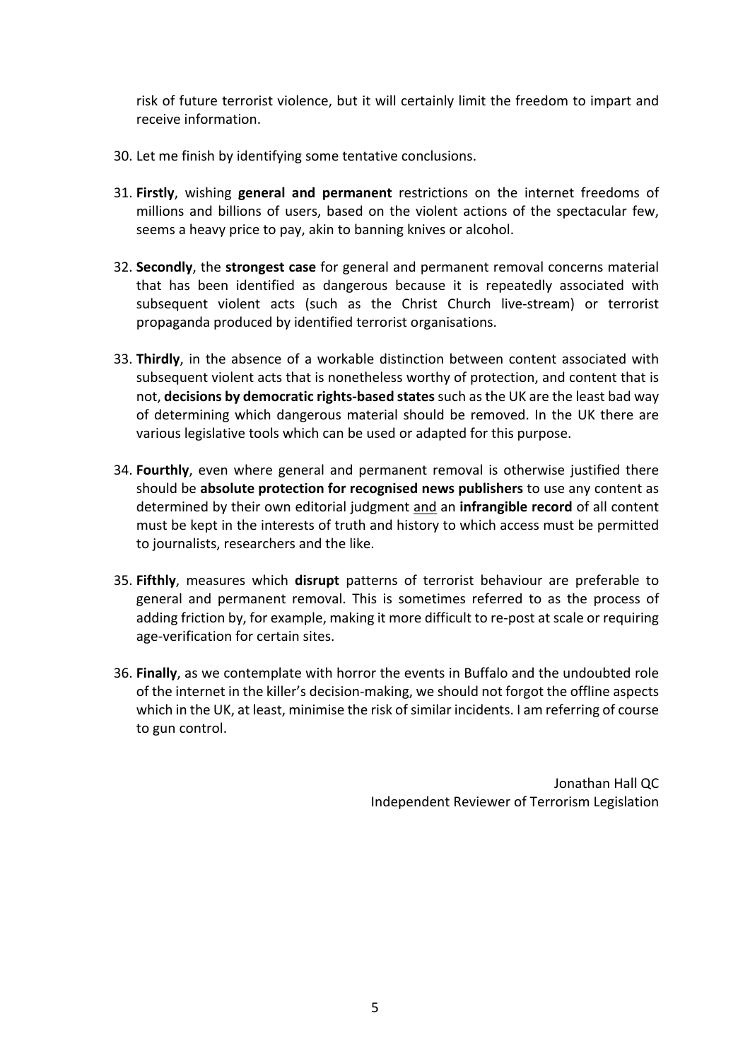risk of future terrorist violence, but it will certainly limit the freedom to impart and receive information.

30. Let me finish by identifying some tentative conclusions.

31. **Firstly**, wishing **general and permanent** restrictions on the internet freedoms of millions and billions of users, based on the violent actions of the spectacular few, seems a heavy price to pay, akin to banning knives or alcohol.

32. **Secondly**, the **strongest case** for general and permanent removal concerns material that has been identified as dangerous because it is repeatedly associated with subsequent violent acts (such as the Christ Church live-stream) or terrorist propaganda produced by identified terrorist organisations.

33. **Thirdly**, in the absence of a workable distinction between content associated with subsequent violent acts that is nonetheless worthy of protection, and content that is not, **decisions by democratic rights-based states** such as the UK are the least bad way of determining which dangerous material should be removed. In the UK there are various legislative tools which can be used or adapted for this purpose.

34. **Fourthly**, even where general and permanent removal is otherwise justified there should be **absolute protection for recognised news publishers** to use any content as determined by their own editorial judgment <u>and</u> an **infrangible record** of all content must be kept in the interests of truth and history to which access must be permitted to journalists, researchers and the like.

35. **Fifthly**, measures which **disrupt** patterns of terrorist behaviour are preferable to general and permanent removal. This is sometimes referred to as the process of adding friction by, for example, making it more difficult to re-post at scale or requiring age-verification for certain sites.

36. **Finally**, as we contemplate with horror the events in Buffalo and the undoubted role of the internet in the killer's decision-making, we should not forgot the offline aspects which in the UK, at least, minimise the risk of similar incidents. I am referring of course to gun control.

Jonathan Hall QC
Independent Reviewer of Terrorism Legislation